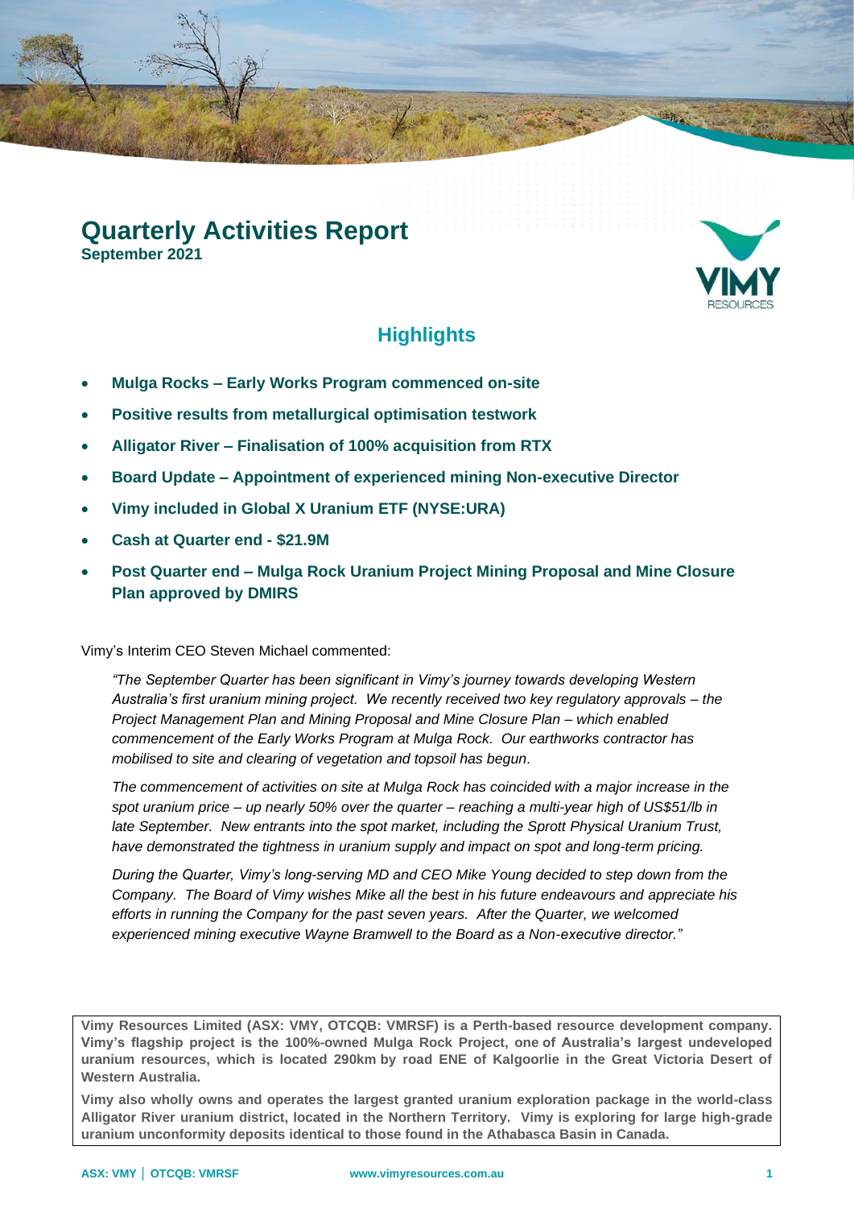# Quarterly Activities Report

**September 2021**

## Highlights

- **Mulga Rocks – Early Works Program commenced on-site**
- **Positive results from metallurgical optimisation testwork**
- **Alligator River – Finalisation of 100% acquisition from RTX**
- **Board Update – Appointment of experienced mining Non-executive Director**
- **Vimy included in Global X Uranium ETF (NYSE:URA)**
- **Cash at Quarter end - $21.9M**
- **Post Quarter end – Mulga Rock Uranium Project Mining Proposal and Mine Closure Plan approved by DMIRS**

Vimy's Interim CEO Steven Michael commented:

> *"The September Quarter has been significant in Vimy's journey towards developing Western Australia's first uranium mining project. We recently received two key regulatory approvals – the Project Management Plan and Mining Proposal and Mine Closure Plan – which enabled commencement of the Early Works Program at Mulga Rock. Our earthworks contractor has mobilised to site and clearing of vegetation and topsoil has begun.*
>
> *The commencement of activities on site at Mulga Rock has coincided with a major increase in the spot uranium price – up nearly 50% over the quarter – reaching a multi-year high of US$51/lb in late September. New entrants into the spot market, including the Sprott Physical Uranium Trust, have demonstrated the tightness in uranium supply and impact on spot and long-term pricing.*
>
> *During the Quarter, Vimy's long-serving MD and CEO Mike Young decided to step down from the Company. The Board of Vimy wishes Mike all the best in his future endeavours and appreciate his efforts in running the Company for the past seven years. After the Quarter, we welcomed experienced mining executive Wayne Bramwell to the Board as a Non-executive director."*

**Vimy Resources Limited (ASX: VMY, OTCQB: VMRSF) is a Perth-based resource development company. Vimy's flagship project is the 100%-owned Mulga Rock Project, one of Australia's largest undeveloped uranium resources, which is located 290km by road ENE of Kalgoorlie in the Great Victoria Desert of Western Australia.**

**Vimy also wholly owns and operates the largest granted uranium exploration package in the world-class Alligator River uranium district, located in the Northern Territory. Vimy is exploring for large high-grade uranium unconformity deposits identical to those found in the Athabasca Basin in Canada.**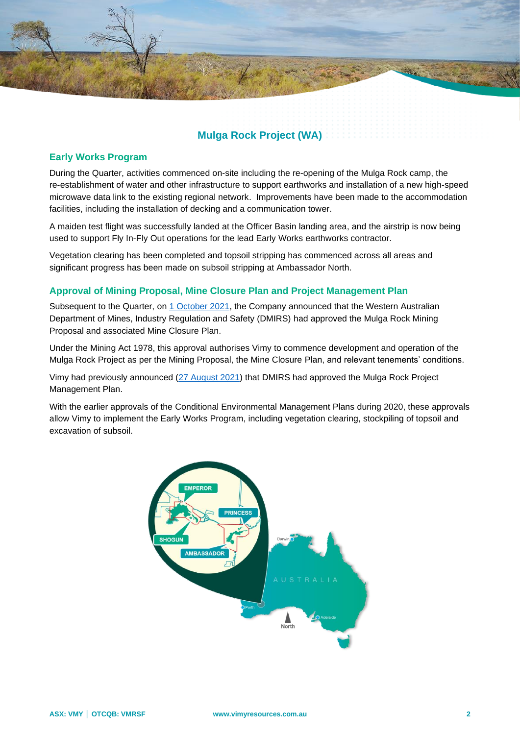## Mulga Rock Project (WA)

### Early Works Program

During the Quarter, activities commenced on-site including the re-opening of the Mulga Rock camp, the re-establishment of water and other infrastructure to support earthworks and installation of a new high-speed microwave data link to the existing regional network. Improvements have been made to the accommodation facilities, including the installation of decking and a communication tower.

A maiden test flight was successfully landed at the Officer Basin landing area, and the airstrip is now being used to support Fly In-Fly Out operations for the lead Early Works earthworks contractor.

Vegetation clearing has been completed and topsoil stripping has commenced across all areas and significant progress has been made on subsoil stripping at Ambassador North.

### Approval of Mining Proposal, Mine Closure Plan and Project Management Plan

Subsequent to the Quarter, on 1 October 2021, the Company announced that the Western Australian Department of Mines, Industry Regulation and Safety (DMIRS) had approved the Mulga Rock Mining Proposal and associated Mine Closure Plan.

Under the Mining Act 1978, this approval authorises Vimy to commence development and operation of the Mulga Rock Project as per the Mining Proposal, the Mine Closure Plan, and relevant tenements' conditions.

Vimy had previously announced (27 August 2021) that DMIRS had approved the Mulga Rock Project Management Plan.

With the earlier approvals of the Conditional Environmental Management Plans during 2020, these approvals allow Vimy to implement the Early Works Program, including vegetation clearing, stockpiling of topsoil and excavation of subsoil.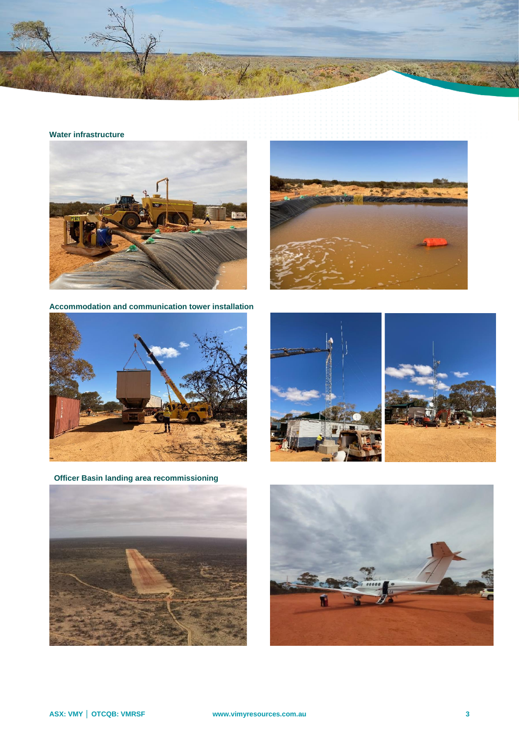**Water infrastructure**

**Accommodation and communication tower installation**

**Officer Basin landing area recommissioning**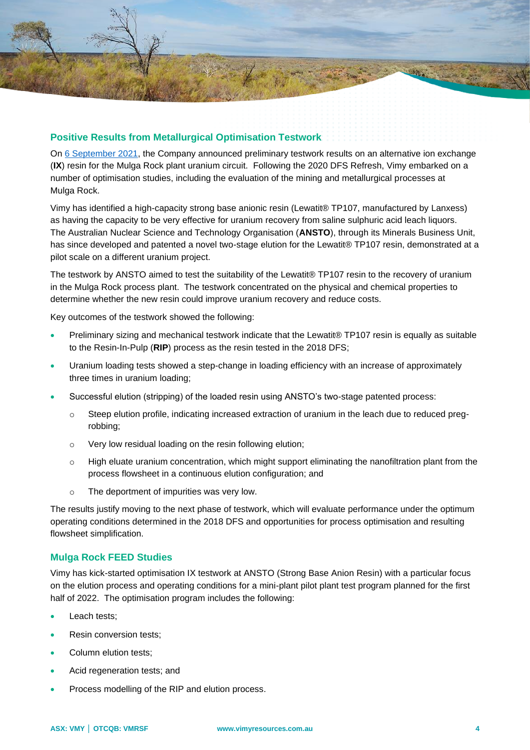## Positive Results from Metallurgical Optimisation Testwork

On 6 September 2021, the Company announced preliminary testwork results on an alternative ion exchange (**IX**) resin for the Mulga Rock plant uranium circuit. Following the 2020 DFS Refresh, Vimy embarked on a number of optimisation studies, including the evaluation of the mining and metallurgical processes at Mulga Rock.

Vimy has identified a high-capacity strong base anionic resin (Lewatit® TP107, manufactured by Lanxess) as having the capacity to be very effective for uranium recovery from saline sulphuric acid leach liquors. The Australian Nuclear Science and Technology Organisation (**ANSTO**), through its Minerals Business Unit, has since developed and patented a novel two-stage elution for the Lewatit® TP107 resin, demonstrated at a pilot scale on a different uranium project.

The testwork by ANSTO aimed to test the suitability of the Lewatit® TP107 resin to the recovery of uranium in the Mulga Rock process plant. The testwork concentrated on the physical and chemical properties to determine whether the new resin could improve uranium recovery and reduce costs.

Key outcomes of the testwork showed the following:

- Preliminary sizing and mechanical testwork indicate that the Lewatit® TP107 resin is equally as suitable to the Resin-In-Pulp (**RIP**) process as the resin tested in the 2018 DFS;
- Uranium loading tests showed a step-change in loading efficiency with an increase of approximately three times in uranium loading;
- Successful elution (stripping) of the loaded resin using ANSTO's two-stage patented process:
  - Steep elution profile, indicating increased extraction of uranium in the leach due to reduced preg-robbing;
  - Very low residual loading on the resin following elution;
  - High eluate uranium concentration, which might support eliminating the nanofiltration plant from the process flowsheet in a continuous elution configuration; and
  - The deportment of impurities was very low.

The results justify moving to the next phase of testwork, which will evaluate performance under the optimum operating conditions determined in the 2018 DFS and opportunities for process optimisation and resulting flowsheet simplification.

### Mulga Rock FEED Studies

Vimy has kick-started optimisation IX testwork at ANSTO (Strong Base Anion Resin) with a particular focus on the elution process and operating conditions for a mini-plant pilot plant test program planned for the first half of 2022. The optimisation program includes the following:

- Leach tests;
- Resin conversion tests;
- Column elution tests;
- Acid regeneration tests; and
- Process modelling of the RIP and elution process.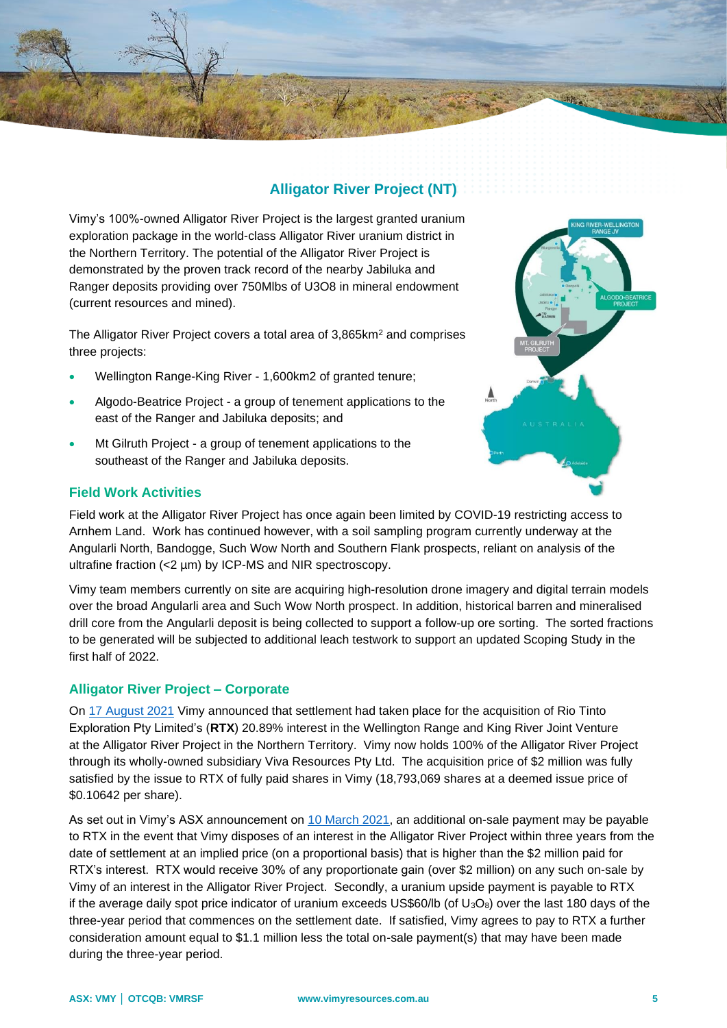## Alligator River Project (NT)

Vimy's 100%-owned Alligator River Project is the largest granted uranium exploration package in the world-class Alligator River uranium district in the Northern Territory. The potential of the Alligator River Project is demonstrated by the proven track record of the nearby Jabiluka and Ranger deposits providing over 750Mlbs of U3O8 in mineral endowment (current resources and mined).

The Alligator River Project covers a total area of 3,865km$^2$ and comprises three projects:

- Wellington Range-King River - 1,600km2 of granted tenure;
- Algodo-Beatrice Project - a group of tenement applications to the east of the Ranger and Jabiluka deposits; and
- Mt Gilruth Project - a group of tenement applications to the southeast of the Ranger and Jabiluka deposits.

### Field Work Activities

Field work at the Alligator River Project has once again been limited by COVID-19 restricting access to Arnhem Land. Work has continued however, with a soil sampling program currently underway at the Angularli North, Bandogge, Such Wow North and Southern Flank prospects, reliant on analysis of the ultrafine fraction (<2 µm) by ICP-MS and NIR spectroscopy.

Vimy team members currently on site are acquiring high-resolution drone imagery and digital terrain models over the broad Angularli area and Such Wow North prospect. In addition, historical barren and mineralised drill core from the Angularli deposit is being collected to support a follow-up ore sorting. The sorted fractions to be generated will be subjected to additional leach testwork to support an updated Scoping Study in the first half of 2022.

### Alligator River Project – Corporate

On 17 August 2021 Vimy announced that settlement had taken place for the acquisition of Rio Tinto Exploration Pty Limited's (**RTX**) 20.89% interest in the Wellington Range and King River Joint Venture at the Alligator River Project in the Northern Territory. Vimy now holds 100% of the Alligator River Project through its wholly-owned subsidiary Viva Resources Pty Ltd. The acquisition price of $2 million was fully satisfied by the issue to RTX of fully paid shares in Vimy (18,793,069 shares at a deemed issue price of $0.10642 per share).

As set out in Vimy's ASX announcement on 10 March 2021, an additional on-sale payment may be payable to RTX in the event that Vimy disposes of an interest in the Alligator River Project within three years from the date of settlement at an implied price (on a proportional basis) that is higher than the $2 million paid for RTX's interest. RTX would receive 30% of any proportionate gain (over $2 million) on any such on-sale by Vimy of an interest in the Alligator River Project. Secondly, a uranium upside payment is payable to RTX if the average daily spot price indicator of uranium exceeds US$60/lb (of $U_3O_8$) over the last 180 days of the three-year period that commences on the settlement date. If satisfied, Vimy agrees to pay to RTX a further consideration amount equal to $1.1 million less the total on-sale payment(s) that may have been made during the three-year period.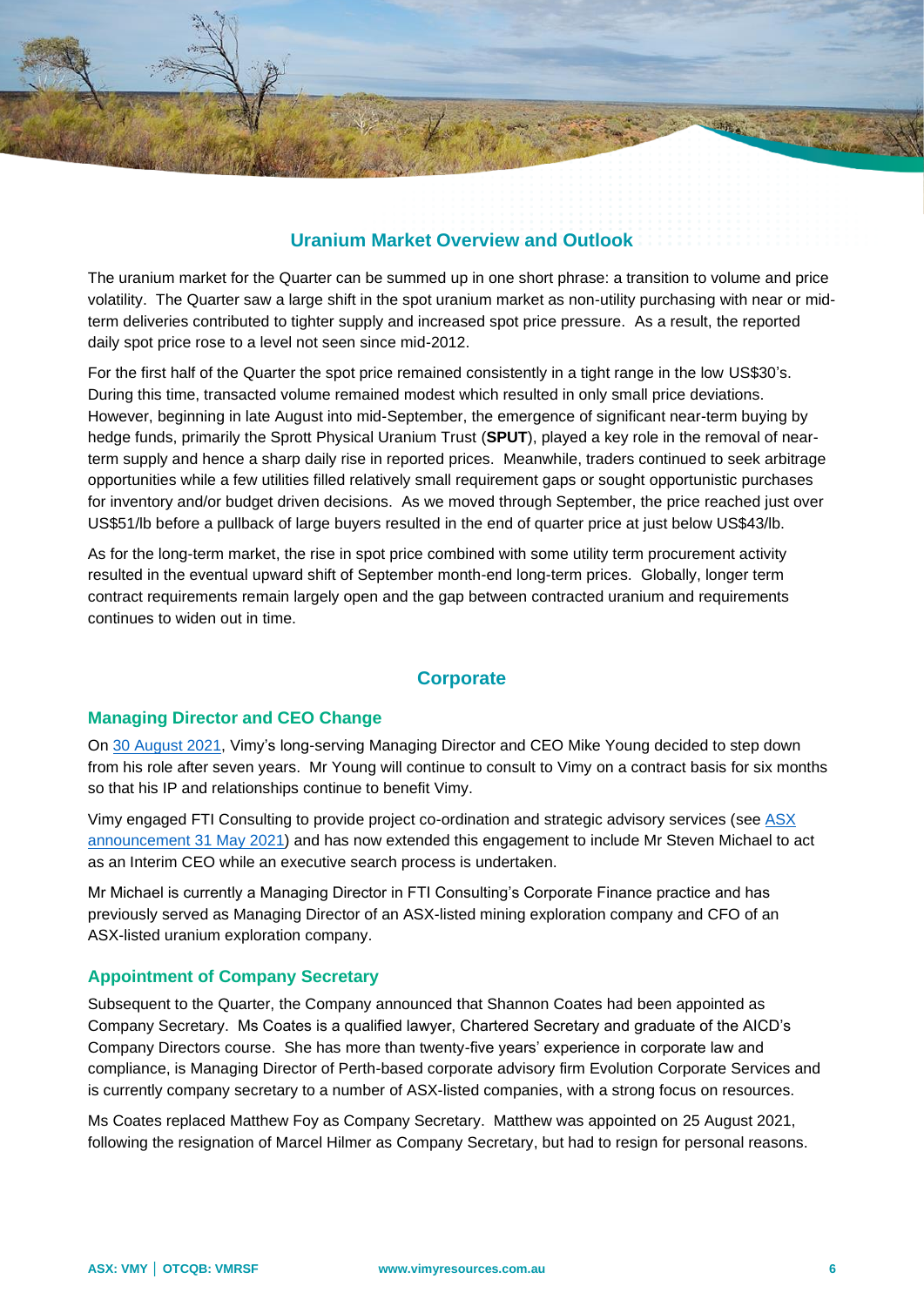## Uranium Market Overview and Outlook

The uranium market for the Quarter can be summed up in one short phrase: a transition to volume and price volatility. The Quarter saw a large shift in the spot uranium market as non-utility purchasing with near or mid-term deliveries contributed to tighter supply and increased spot price pressure. As a result, the reported daily spot price rose to a level not seen since mid-2012.

For the first half of the Quarter the spot price remained consistently in a tight range in the low US$30's. During this time, transacted volume remained modest which resulted in only small price deviations. However, beginning in late August into mid-September, the emergence of significant near-term buying by hedge funds, primarily the Sprott Physical Uranium Trust (**SPUT**), played a key role in the removal of near-term supply and hence a sharp daily rise in reported prices. Meanwhile, traders continued to seek arbitrage opportunities while a few utilities filled relatively small requirement gaps or sought opportunistic purchases for inventory and/or budget driven decisions. As we moved through September, the price reached just over US$51/lb before a pullback of large buyers resulted in the end of quarter price at just below US$43/lb.

As for the long-term market, the rise in spot price combined with some utility term procurement activity resulted in the eventual upward shift of September month-end long-term prices. Globally, longer term contract requirements remain largely open and the gap between contracted uranium and requirements continues to widen out in time.

## Corporate

### Managing Director and CEO Change

On 30 August 2021, Vimy's long-serving Managing Director and CEO Mike Young decided to step down from his role after seven years. Mr Young will continue to consult to Vimy on a contract basis for six months so that his IP and relationships continue to benefit Vimy.

Vimy engaged FTI Consulting to provide project co-ordination and strategic advisory services (see ASX announcement 31 May 2021) and has now extended this engagement to include Mr Steven Michael to act as an Interim CEO while an executive search process is undertaken.

Mr Michael is currently a Managing Director in FTI Consulting's Corporate Finance practice and has previously served as Managing Director of an ASX-listed mining exploration company and CFO of an ASX-listed uranium exploration company.

### Appointment of Company Secretary

Subsequent to the Quarter, the Company announced that Shannon Coates had been appointed as Company Secretary. Ms Coates is a qualified lawyer, Chartered Secretary and graduate of the AICD's Company Directors course. She has more than twenty-five years' experience in corporate law and compliance, is Managing Director of Perth-based corporate advisory firm Evolution Corporate Services and is currently company secretary to a number of ASX-listed companies, with a strong focus on resources.

Ms Coates replaced Matthew Foy as Company Secretary. Matthew was appointed on 25 August 2021, following the resignation of Marcel Hilmer as Company Secretary, but had to resign for personal reasons.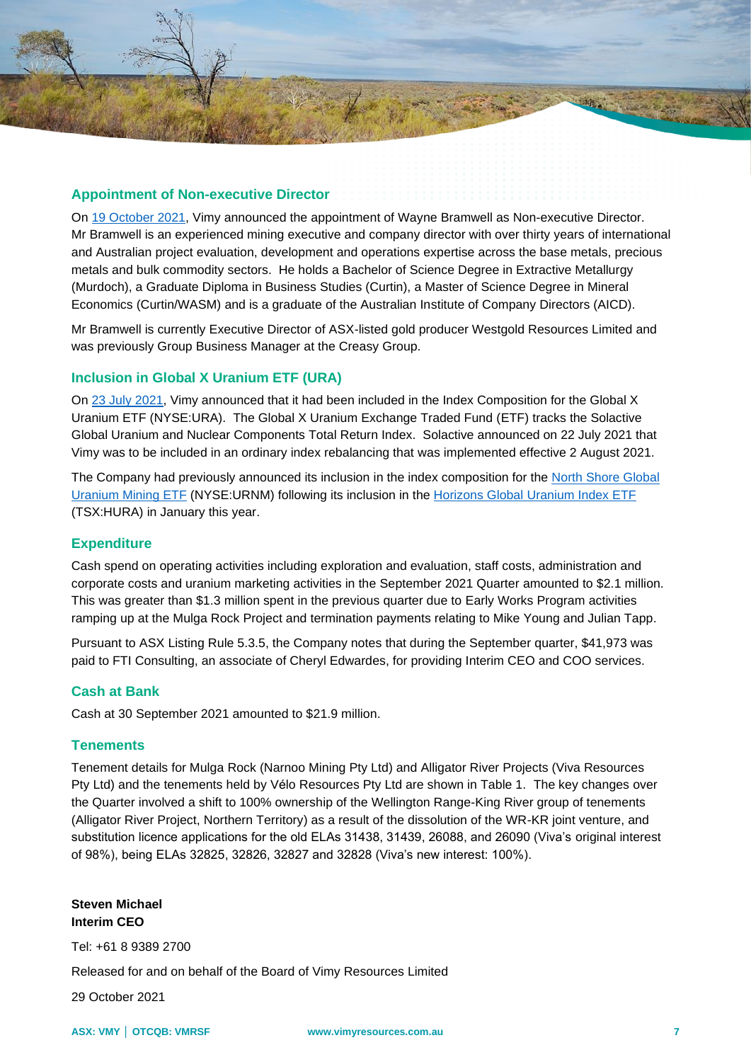## Appointment of Non-executive Director

On 19 October 2021, Vimy announced the appointment of Wayne Bramwell as Non-executive Director. Mr Bramwell is an experienced mining executive and company director with over thirty years of international and Australian project evaluation, development and operations expertise across the base metals, precious metals and bulk commodity sectors. He holds a Bachelor of Science Degree in Extractive Metallurgy (Murdoch), a Graduate Diploma in Business Studies (Curtin), a Master of Science Degree in Mineral Economics (Curtin/WASM) and is a graduate of the Australian Institute of Company Directors (AICD).

Mr Bramwell is currently Executive Director of ASX-listed gold producer Westgold Resources Limited and was previously Group Business Manager at the Creasy Group.

## Inclusion in Global X Uranium ETF (URA)

On 23 July 2021, Vimy announced that it had been included in the Index Composition for the Global X Uranium ETF (NYSE:URA). The Global X Uranium Exchange Traded Fund (ETF) tracks the Solactive Global Uranium and Nuclear Components Total Return Index. Solactive announced on 22 July 2021 that Vimy was to be included in an ordinary index rebalancing that was implemented effective 2 August 2021.

The Company had previously announced its inclusion in the index composition for the North Shore Global Uranium Mining ETF (NYSE:URNM) following its inclusion in the Horizons Global Uranium Index ETF (TSX:HURA) in January this year.

## Expenditure

Cash spend on operating activities including exploration and evaluation, staff costs, administration and corporate costs and uranium marketing activities in the September 2021 Quarter amounted to $2.1 million. This was greater than $1.3 million spent in the previous quarter due to Early Works Program activities ramping up at the Mulga Rock Project and termination payments relating to Mike Young and Julian Tapp.

Pursuant to ASX Listing Rule 5.3.5, the Company notes that during the September quarter, $41,973 was paid to FTI Consulting, an associate of Cheryl Edwardes, for providing Interim CEO and COO services.

## Cash at Bank

Cash at 30 September 2021 amounted to $21.9 million.

## Tenements

Tenement details for Mulga Rock (Narnoo Mining Pty Ltd) and Alligator River Projects (Viva Resources Pty Ltd) and the tenements held by Vélo Resources Pty Ltd are shown in Table 1. The key changes over the Quarter involved a shift to 100% ownership of the Wellington Range-King River group of tenements (Alligator River Project, Northern Territory) as a result of the dissolution of the WR-KR joint venture, and substitution licence applications for the old ELAs 31438, 31439, 26088, and 26090 (Viva's original interest of 98%), being ELAs 32825, 32826, 32827 and 32828 (Viva's new interest: 100%).

**Steven Michael**
**Interim CEO**

Tel: +61 8 9389 2700

Released for and on behalf of the Board of Vimy Resources Limited

29 October 2021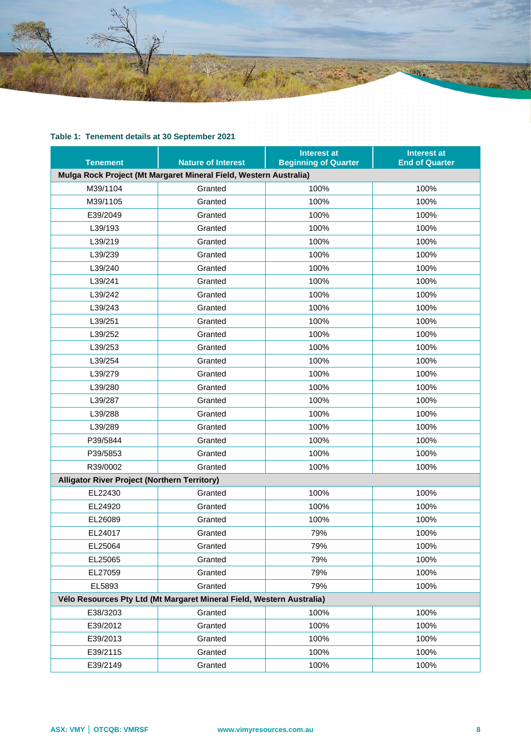**Table 1: Tenement details at 30 September 2021**

| Tenement | Nature of Interest | Interest at Beginning of Quarter | Interest at End of Quarter |
|---|---|---|---|
| **Mulga Rock Project (Mt Margaret Mineral Field, Western Australia)** | | | |
| M39/1104 | Granted | 100% | 100% |
| M39/1105 | Granted | 100% | 100% |
| E39/2049 | Granted | 100% | 100% |
| L39/193 | Granted | 100% | 100% |
| L39/219 | Granted | 100% | 100% |
| L39/239 | Granted | 100% | 100% |
| L39/240 | Granted | 100% | 100% |
| L39/241 | Granted | 100% | 100% |
| L39/242 | Granted | 100% | 100% |
| L39/243 | Granted | 100% | 100% |
| L39/251 | Granted | 100% | 100% |
| L39/252 | Granted | 100% | 100% |
| L39/253 | Granted | 100% | 100% |
| L39/254 | Granted | 100% | 100% |
| L39/279 | Granted | 100% | 100% |
| L39/280 | Granted | 100% | 100% |
| L39/287 | Granted | 100% | 100% |
| L39/288 | Granted | 100% | 100% |
| L39/289 | Granted | 100% | 100% |
| P39/5844 | Granted | 100% | 100% |
| P39/5853 | Granted | 100% | 100% |
| R39/0002 | Granted | 100% | 100% |
| **Alligator River Project (Northern Territory)** | | | |
| EL22430 | Granted | 100% | 100% |
| EL24920 | Granted | 100% | 100% |
| EL26089 | Granted | 100% | 100% |
| EL24017 | Granted | 79% | 100% |
| EL25064 | Granted | 79% | 100% |
| EL25065 | Granted | 79% | 100% |
| EL27059 | Granted | 79% | 100% |
| EL5893 | Granted | 79% | 100% |
| **Vélo Resources Pty Ltd (Mt Margaret Mineral Field, Western Australia)** | | | |
| E38/3203 | Granted | 100% | 100% |
| E39/2012 | Granted | 100% | 100% |
| E39/2013 | Granted | 100% | 100% |
| E39/2115 | Granted | 100% | 100% |
| E39/2149 | Granted | 100% | 100% |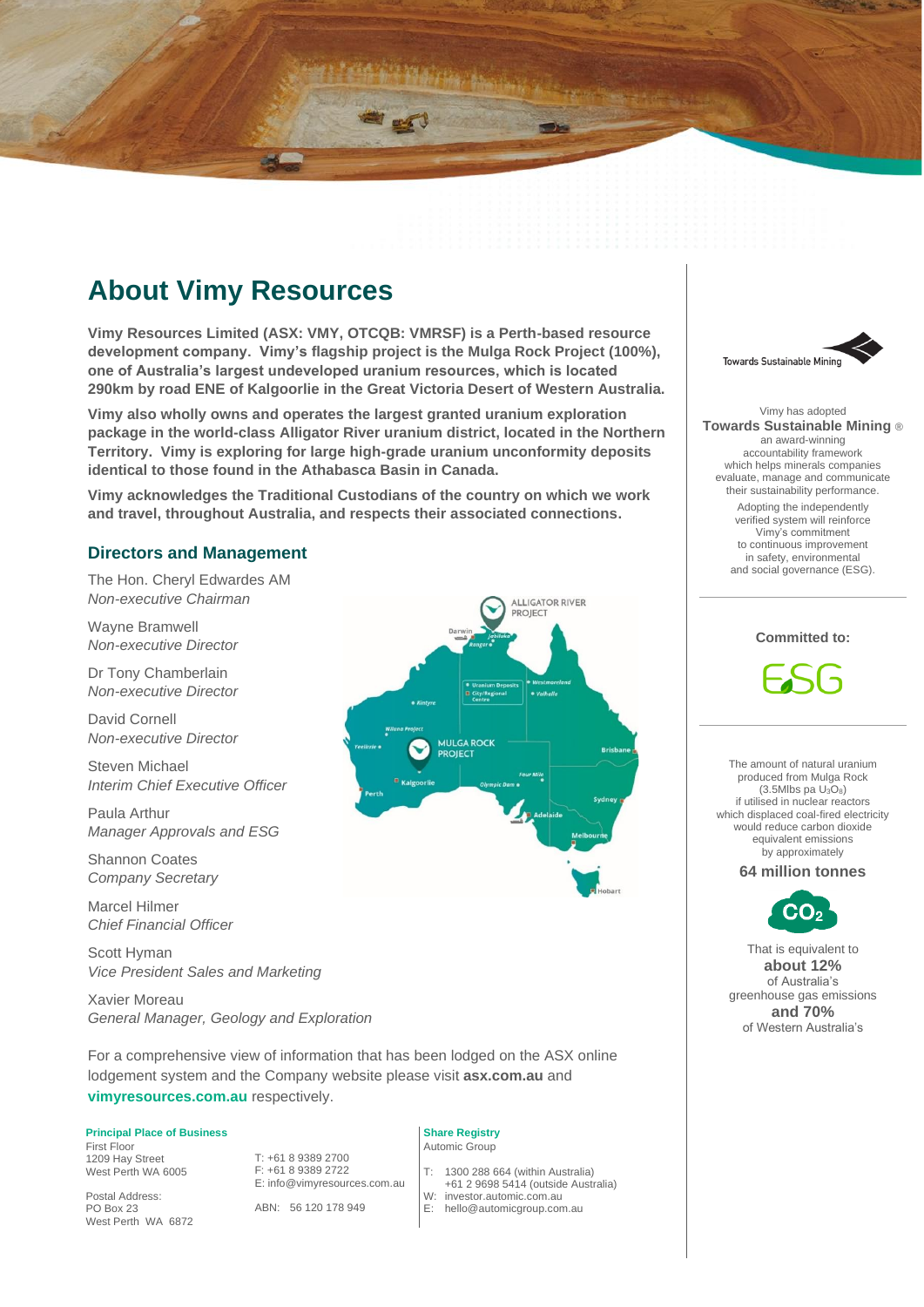# About Vimy Resources

**Vimy Resources Limited (ASX: VMY, OTCQB: VMRSF) is a Perth-based resource development company. Vimy's flagship project is the Mulga Rock Project (100%), one of Australia's largest undeveloped uranium resources, which is located 290km by road ENE of Kalgoorlie in the Great Victoria Desert of Western Australia.**

**Vimy also wholly owns and operates the largest granted uranium exploration package in the world-class Alligator River uranium district, located in the Northern Territory. Vimy is exploring for large high-grade uranium unconformity deposits identical to those found in the Athabasca Basin in Canada.**

**Vimy acknowledges the Traditional Custodians of the country on which we work and travel, throughout Australia, and respects their associated connections.**

## Directors and Management

The Hon. Cheryl Edwardes AM
*Non-executive Chairman*

Wayne Bramwell
*Non-executive Director*

Dr Tony Chamberlain
*Non-executive Director*

David Cornell
*Non-executive Director*

Steven Michael
*Interim Chief Executive Officer*

Paula Arthur
*Manager Approvals and ESG*

Shannon Coates
*Company Secretary*

Marcel Hilmer
*Chief Financial Officer*

Scott Hyman
*Vice President Sales and Marketing*

Xavier Moreau
*General Manager, Geology and Exploration*

ALLIGATOR RIVER PROJECT
Darwin
Jabiluka
Ranger
Uranium Deposits
City/Regional Centre
Westmoreland
Valhalla
Kintyre
Wiluna Project
Yeelirrie
MULGA ROCK PROJECT
Brisbane
Kalgoorlie
Four Mile
Olympic Dam
Perth
Sydney
Adelaide
Melbourne
Hobart

For a comprehensive view of information that has been lodged on the ASX online lodgement system and the Company website please visit **asx.com.au** and **vimyresources.com.au** respectively.

**Principal Place of Business**
First Floor
1209 Hay Street
West Perth WA 6005

Postal Address:
PO Box 23
West Perth WA 6872

T: +61 8 9389 2700
F: +61 8 9389 2722
E: info@vimyresources.com.au

ABN: 56 120 178 949

**Share Registry**
Automic Group

T: 1300 288 664 (within Australia)
+61 2 9698 5414 (outside Australia)
W: investor.automic.com.au
E: hello@automicgroup.com.au

Towards Sustainable Mining

Vimy has adopted
**Towards Sustainable Mining ®**
an award-winning accountability framework which helps minerals companies evaluate, manage and communicate their sustainability performance.

Adopting the independently verified system will reinforce Vimy's commitment to continuous improvement in safety, environmental and social governance (ESG).

**Committed to:**

ESG

The amount of natural uranium produced from Mulga Rock (3.5Mlbs pa $U_3O_8$) if utilised in nuclear reactors which displaced coal-fired electricity would reduce carbon dioxide equivalent emissions by approximately

**64 million tonnes**

$CO_2$

That is equivalent to
**about 12%**
of Australia's greenhouse gas emissions
**and 70%**
of Western Australia's